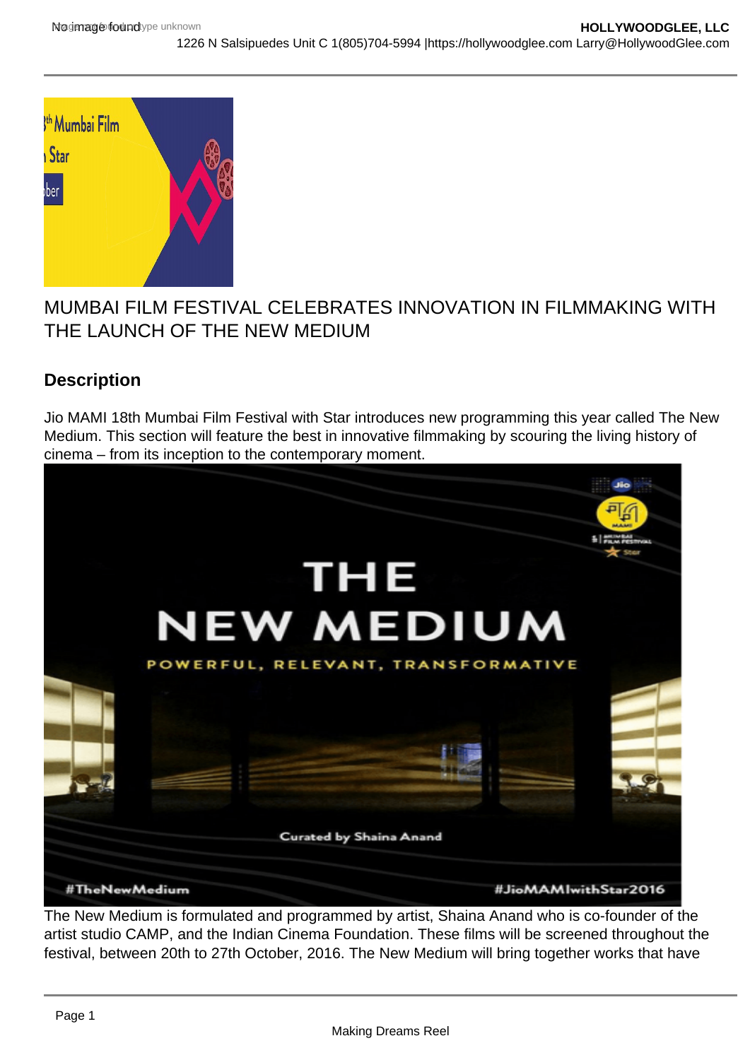# MUMBAI FILM FESTIVAL CELEBRATES INNOVATION IN FILMMAKING WITH THE LAUNCH OF THE NEW MEDIUM

## Description

Jio MAMI 18th Mumbai Film Festival with Star introduces new programming this year called The New Medium. This section will feature the best in innovative filmmaking by scouring the living history of cinema – from its inception to the contemporary moment.

The New Medium is formulated and programmed by artist, Shaina Anand who is co-founder of the artist studio CAMP, and the Indian Cinema Foundation. These films will be screened throughout the festival, between 20th to 27th October, 2016. The New Medium will bring together works that have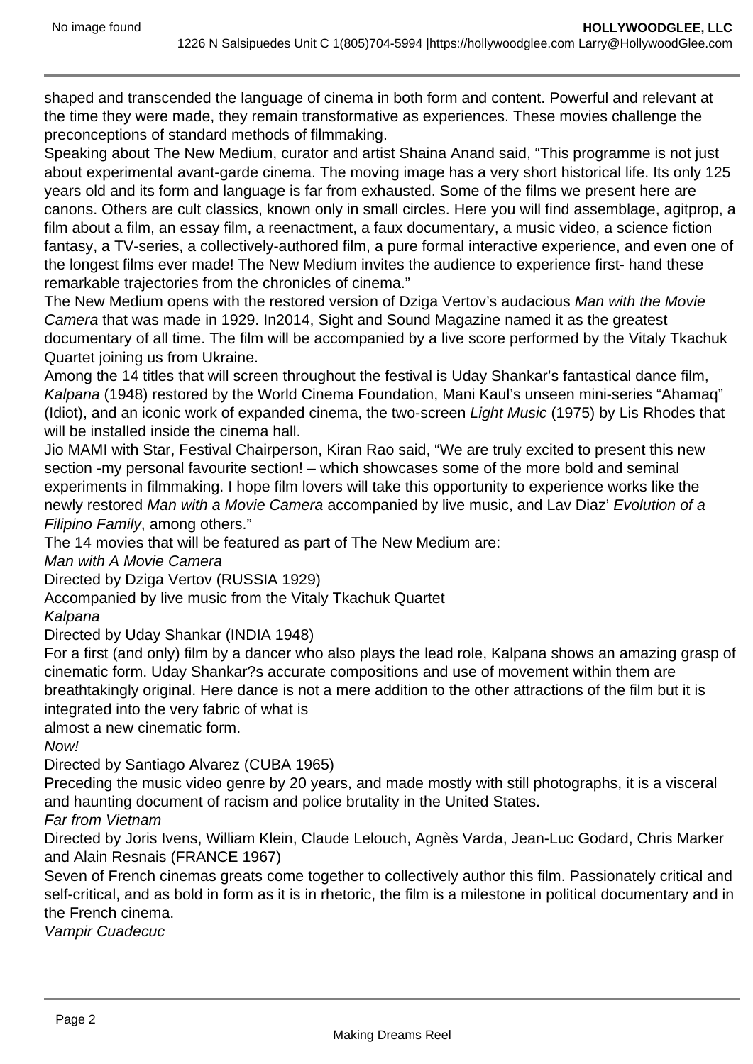shaped and transcended the language of cinema in both form and content. Powerful and relevant at the time they were made, they remain transformative as experiences. These movies challenge the preconceptions of standard methods of filmmaking.

Speaking about The New Medium, curator and artist Shaina Anand said, "This programme is not just about experimental avant-garde cinema. The moving image has a very short historical life. Its only 125 years old and its form and language is far from exhausted. Some of the films we present here are canons. Others are cult classics, known only in small circles. Here you will find assemblage, agitprop, a film about a film, an essay film, a reenactment, a faux documentary, a music video, a science fiction fantasy, a TV-series, a collectively-authored film, a pure formal interactive experience, and even one of the longest films ever made! The New Medium invites the audience to experience first- hand these remarkable trajectories from the chronicles of cinema."

The New Medium opens with the restored version of Dziga Vertov's audacious *Man with the Movie Camera* that was made in 1929. In2014, Sight and Sound Magazine named it as the greatest documentary of all time. The film will be accompanied by a live score performed by the Vitaly Tkachuk Quartet joining us from Ukraine.

Among the 14 titles that will screen throughout the festival is Uday Shankar's fantastical dance film, *Kalpana* (1948) restored by the World Cinema Foundation, Mani Kaul's unseen mini-series "Ahamaq" (Idiot), and an iconic work of expanded cinema, the two-screen *Light Music* (1975) by Lis Rhodes that will be installed inside the cinema hall.

Jio MAMI with Star, Festival Chairperson, Kiran Rao said, "We are truly excited to present this new section -my personal favourite section! – which showcases some of the more bold and seminal experiments in filmmaking. I hope film lovers will take this opportunity to experience works like the newly restored *Man with a Movie Camera* accompanied by live music, and Lav Diaz' *Evolution of a Filipino Family*, among others."

The 14 movies that will be featured as part of The New Medium are:

*Man with A Movie Camera*

Directed by Dziga Vertov (RUSSIA 1929)

Accompanied by live music from the Vitaly Tkachuk Quartet

*Kalpana*

Directed by Uday Shankar (INDIA 1948)

For a first (and only) film by a dancer who also plays the lead role, Kalpana shows an amazing grasp of cinematic form. Uday Shankar?s accurate compositions and use of movement within them are breathtakingly original. Here dance is not a mere addition to the other attractions of the film but it is integrated into the very fabric of what is
almost a new cinematic form.

*Now!*

Directed by Santiago Alvarez (CUBA 1965)

Preceding the music video genre by 20 years, and made mostly with still photographs, it is a visceral and haunting document of racism and police brutality in the United States.

*Far from Vietnam*

Directed by Joris Ivens, William Klein, Claude Lelouch, Agnès Varda, Jean-Luc Godard, Chris Marker and Alain Resnais (FRANCE 1967)

Seven of French cinemas greats come together to collectively author this film. Passionately critical and self-critical, and as bold in form as it is in rhetoric, the film is a milestone in political documentary and in the French cinema.

*Vampir Cuadecuc*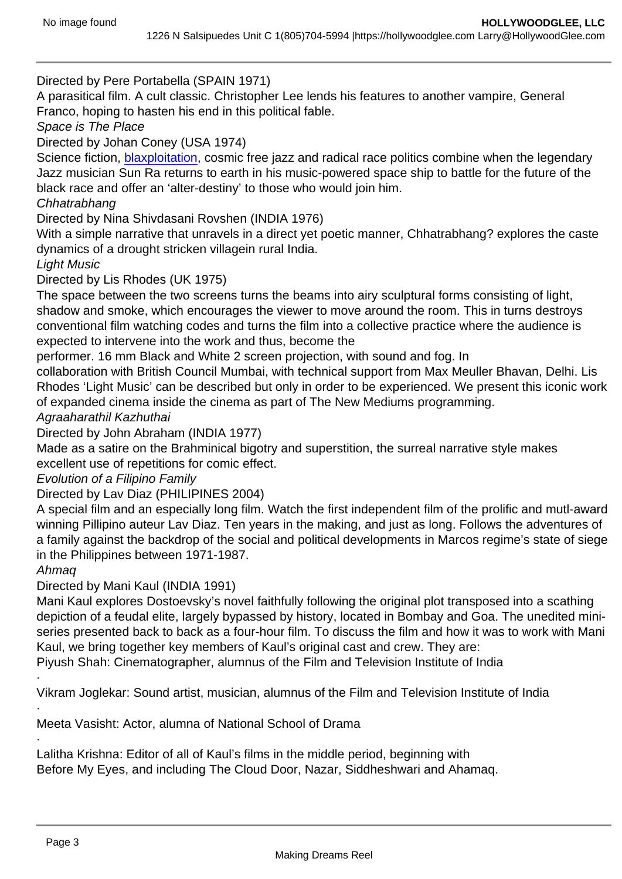Directed by Pere Portabella (SPAIN 1971)

A parasitical film. A cult classic. Christopher Lee lends his features to another vampire, General Franco, hoping to hasten his end in this political fable.

*Space is The Place*

Directed by Johan Coney (USA 1974)

Science fiction, blaxploitation, cosmic free jazz and radical race politics combine when the legendary Jazz musician Sun Ra returns to earth in his music-powered space ship to battle for the future of the black race and offer an 'alter-destiny' to those who would join him.

*Chhatrabhang*

Directed by Nina Shivdasani Rovshen (INDIA 1976)

With a simple narrative that unravels in a direct yet poetic manner, Chhatrabhang? explores the caste dynamics of a drought stricken villagein rural India.

*Light Music*

Directed by Lis Rhodes (UK 1975)

The space between the two screens turns the beams into airy sculptural forms consisting of light, shadow and smoke, which encourages the viewer to move around the room. This in turns destroys conventional film watching codes and turns the film into a collective practice where the audience is expected to intervene into the work and thus, become the performer. 16 mm Black and White 2 screen projection, with sound and fog. In collaboration with British Council Mumbai, with technical support from Max Meuller Bhavan, Delhi. Lis Rhodes 'Light Music' can be described but only in order to be experienced. We present this iconic work of expanded cinema inside the cinema as part of The New Mediums programming.

*Agraaharathil Kazhuthai*

Directed by John Abraham (INDIA 1977)

Made as a satire on the Brahminical bigotry and superstition, the surreal narrative style makes excellent use of repetitions for comic effect.

*Evolution of a Filipino Family*

Directed by Lav Diaz (PHILIPINES 2004)

A special film and an especially long film. Watch the first independent film of the prolific and mutl-award winning Pillipino auteur Lav Diaz. Ten years in the making, and just as long. Follows the adventures of a family against the backdrop of the social and political developments in Marcos regime's state of siege in the Philippines between 1971-1987.

*Ahmaq*

Directed by Mani Kaul (INDIA 1991)

Mani Kaul explores Dostoevsky's novel faithfully following the original plot transposed into a scathing depiction of a feudal elite, largely bypassed by history, located in Bombay and Goa. The unedited mini-series presented back to back as a four-hour film. To discuss the film and how it was to work with Mani Kaul, we bring together key members of Kaul's original cast and crew. They are:

Piyush Shah: Cinematographer, alumnus of the Film and Television Institute of India

·

Vikram Joglekar: Sound artist, musician, alumnus of the Film and Television Institute of India

·

Meeta Vasisht: Actor, alumna of National School of Drama

·

Lalitha Krishna: Editor of all of Kaul's films in the middle period, beginning with Before My Eyes, and including The Cloud Door, Nazar, Siddheshwari and Ahamaq.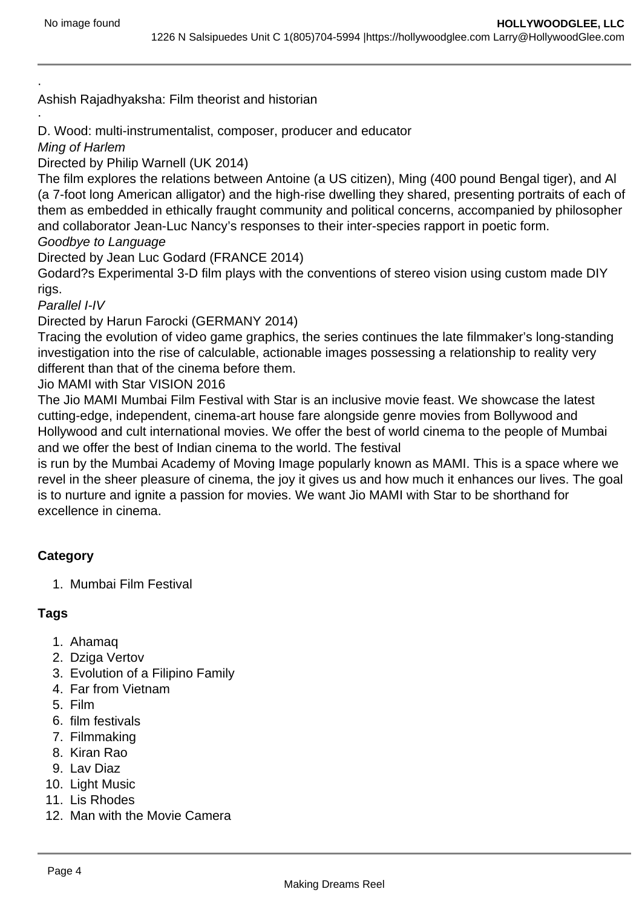·
Ashish Rajadhyaksha: Film theorist and historian
·
D. Wood: multi-instrumentalist, composer, producer and educator

*Ming of Harlem*

Directed by Philip Warnell (UK 2014)

The film explores the relations between Antoine (a US citizen), Ming (400 pound Bengal tiger), and Al (a 7-foot long American alligator) and the high-rise dwelling they shared, presenting portraits of each of them as embedded in ethically fraught community and political concerns, accompanied by philosopher and collaborator Jean-Luc Nancy's responses to their inter-species rapport in poetic form.

*Goodbye to Language*

Directed by Jean Luc Godard (FRANCE 2014)

Godard?s Experimental 3-D film plays with the conventions of stereo vision using custom made DIY rigs.

*Parallel I-IV*

Directed by Harun Farocki (GERMANY 2014)

Tracing the evolution of video game graphics, the series continues the late filmmaker's long-standing investigation into the rise of calculable, actionable images possessing a relationship to reality very different than that of the cinema before them.

Jio MAMI with Star VISION 2016

The Jio MAMI Mumbai Film Festival with Star is an inclusive movie feast. We showcase the latest cutting-edge, independent, cinema-art house fare alongside genre movies from Bollywood and Hollywood and cult international movies. We offer the best of world cinema to the people of Mumbai and we offer the best of Indian cinema to the world. The festival
is run by the Mumbai Academy of Moving Image popularly known as MAMI. This is a space where we revel in the sheer pleasure of cinema, the joy it gives us and how much it enhances our lives. The goal is to nurture and ignite a passion for movies. We want Jio MAMI with Star to be shorthand for excellence in cinema.

**Category**

1. Mumbai Film Festival

**Tags**

1. Ahamaq
2. Dziga Vertov
3. Evolution of a Filipino Family
4. Far from Vietnam
5. Film
6. film festivals
7. Filmmaking
8. Kiran Rao
9. Lav Diaz
10. Light Music
11. Lis Rhodes
12. Man with the Movie Camera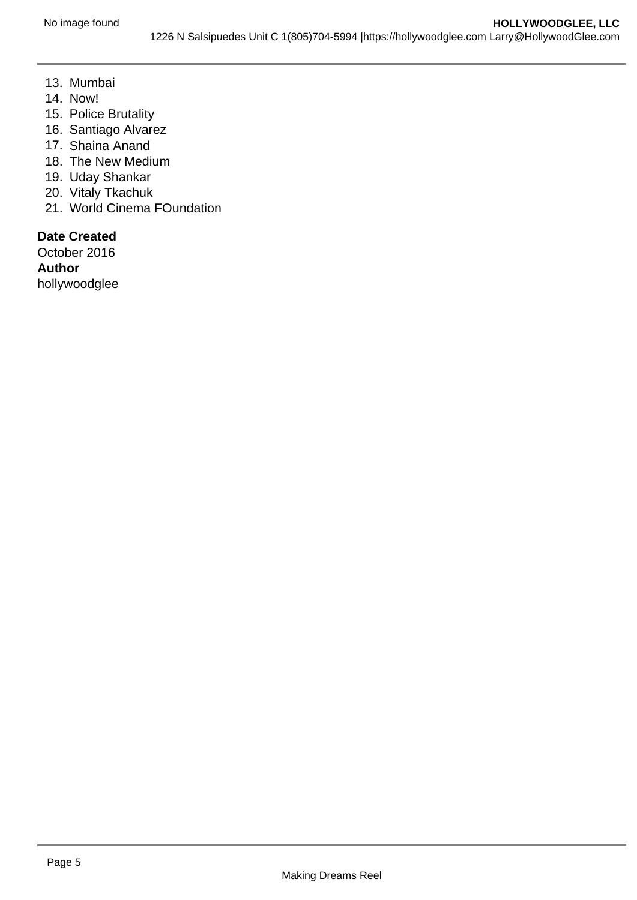13. Mumbai
14. Now!
15. Police Brutality
16. Santiago Alvarez
17. Shaina Anand
18. The New Medium
19. Uday Shankar
20. Vitaly Tkachuk
21. World Cinema FOundation

**Date Created**
October 2016
**Author**
hollywoodglee